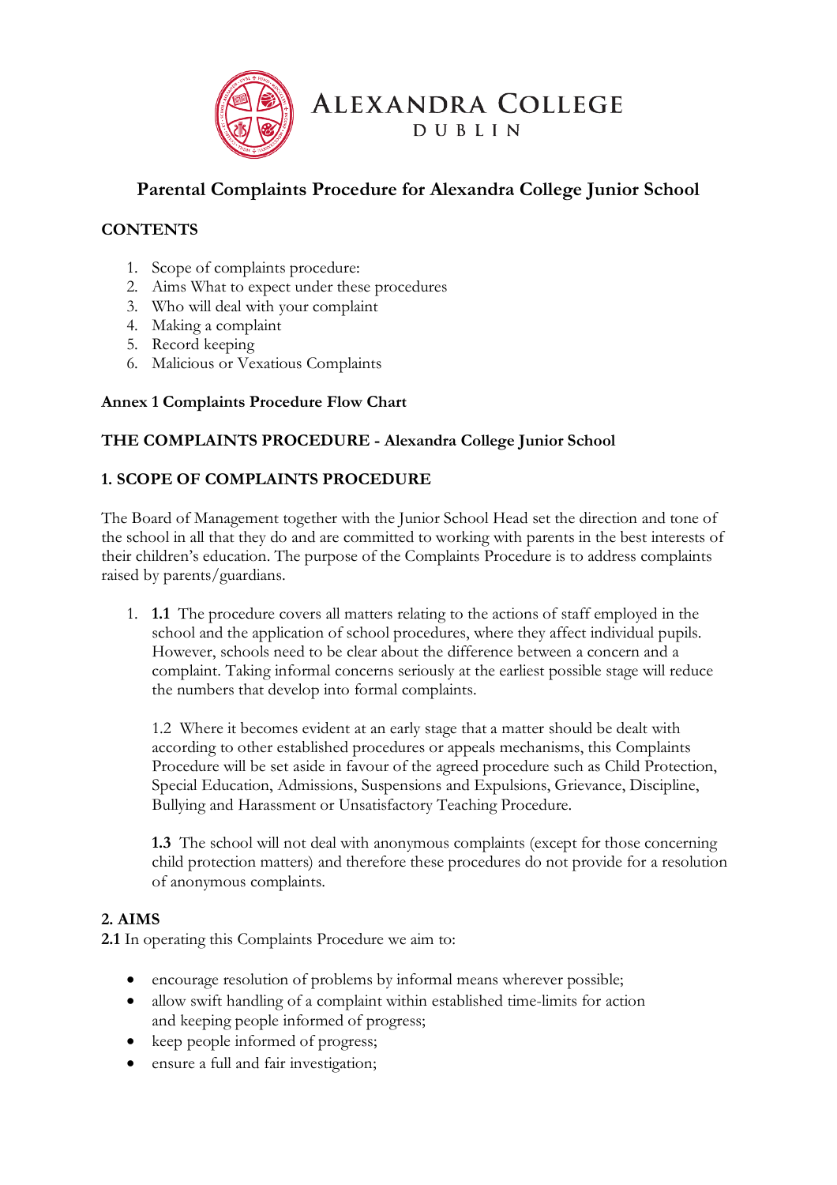ALEXANDRA COLLEGE
DUBLIN

# Parental Complaints Procedure for Alexandra College Junior School

**CONTENTS**

1. Scope of complaints procedure:
2. Aims What to expect under these procedures
3. Who will deal with your complaint
4. Making a complaint
5. Record keeping
6. Malicious or Vexatious Complaints

**Annex 1 Complaints Procedure Flow Chart**

**THE COMPLAINTS PROCEDURE - Alexandra College Junior School**

## 1. SCOPE OF COMPLAINTS PROCEDURE

The Board of Management together with the Junior School Head set the direction and tone of the school in all that they do and are committed to working with parents in the best interests of their children's education. The purpose of the Complaints Procedure is to address complaints raised by parents/guardians.

1. **1.1** The procedure covers all matters relating to the actions of staff employed in the school and the application of school procedures, where they affect individual pupils. However, schools need to be clear about the difference between a concern and a complaint. Taking informal concerns seriously at the earliest possible stage will reduce the numbers that develop into formal complaints.

   1.2 Where it becomes evident at an early stage that a matter should be dealt with according to other established procedures or appeals mechanisms, this Complaints Procedure will be set aside in favour of the agreed procedure such as Child Protection, Special Education, Admissions, Suspensions and Expulsions, Grievance, Discipline, Bullying and Harassment or Unsatisfactory Teaching Procedure.

   **1.3** The school will not deal with anonymous complaints (except for those concerning child protection matters) and therefore these procedures do not provide for a resolution of anonymous complaints.

## 2. AIMS

**2.1** In operating this Complaints Procedure we aim to:

- encourage resolution of problems by informal means wherever possible;
- allow swift handling of a complaint within established time-limits for action and keeping people informed of progress;
- keep people informed of progress;
- ensure a full and fair investigation;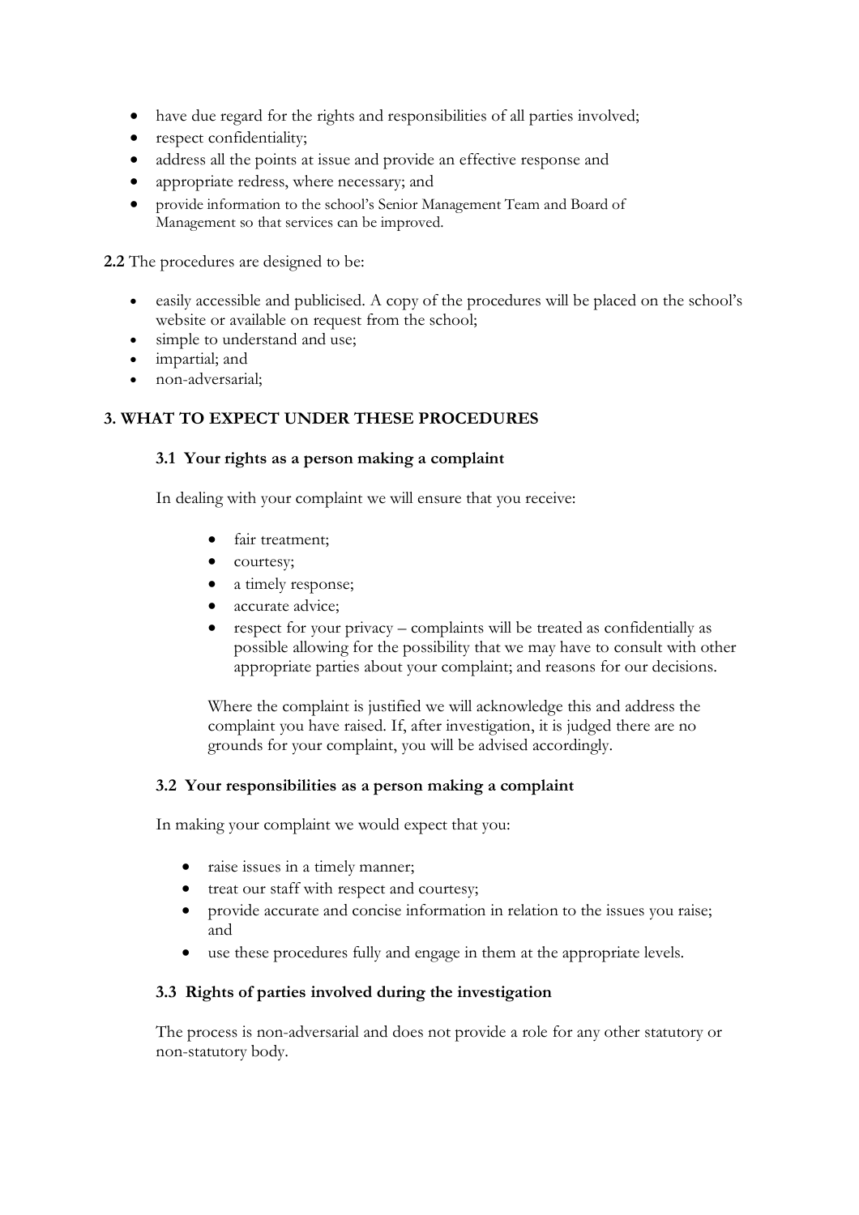- have due regard for the rights and responsibilities of all parties involved;
- respect confidentiality;
- address all the points at issue and provide an effective response and
- appropriate redress, where necessary; and
- provide information to the school's Senior Management Team and Board of Management so that services can be improved.

**2.2** The procedures are designed to be:

- easily accessible and publicised. A copy of the procedures will be placed on the school's website or available on request from the school;
- simple to understand and use;
- impartial; and
- non-adversarial;

## 3. WHAT TO EXPECT UNDER THESE PROCEDURES

### 3.1 Your rights as a person making a complaint

In dealing with your complaint we will ensure that you receive:

- fair treatment;
- courtesy;
- a timely response;
- accurate advice;
- respect for your privacy – complaints will be treated as confidentially as possible allowing for the possibility that we may have to consult with other appropriate parties about your complaint; and reasons for our decisions.

Where the complaint is justified we will acknowledge this and address the complaint you have raised. If, after investigation, it is judged there are no grounds for your complaint, you will be advised accordingly.

### 3.2 Your responsibilities as a person making a complaint

In making your complaint we would expect that you:

- raise issues in a timely manner;
- treat our staff with respect and courtesy;
- provide accurate and concise information in relation to the issues you raise; and
- use these procedures fully and engage in them at the appropriate levels.

### 3.3 Rights of parties involved during the investigation

The process is non-adversarial and does not provide a role for any other statutory or non-statutory body.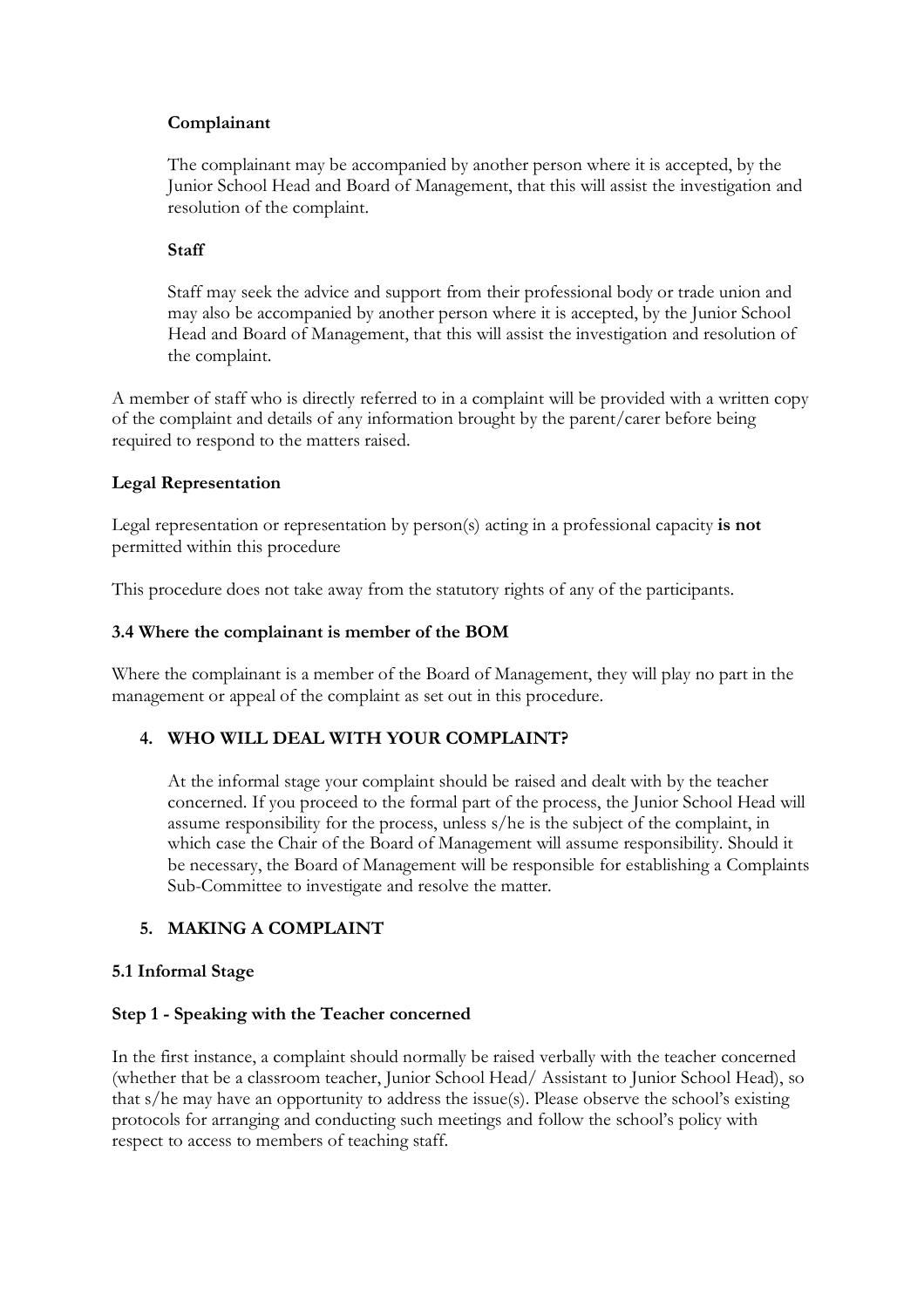**Complainant**

The complainant may be accompanied by another person where it is accepted, by the Junior School Head and Board of Management, that this will assist the investigation and resolution of the complaint.

**Staff**

Staff may seek the advice and support from their professional body or trade union and may also be accompanied by another person where it is accepted, by the Junior School Head and Board of Management, that this will assist the investigation and resolution of the complaint.

A member of staff who is directly referred to in a complaint will be provided with a written copy of the complaint and details of any information brought by the parent/carer before being required to respond to the matters raised.

**Legal Representation**

Legal representation or representation by person(s) acting in a professional capacity **is not** permitted within this procedure

This procedure does not take away from the statutory rights of any of the participants.

### 3.4 Where the complainant is member of the BOM

Where the complainant is a member of the Board of Management, they will play no part in the management or appeal of the complaint as set out in this procedure.

## 4. WHO WILL DEAL WITH YOUR COMPLAINT?

At the informal stage your complaint should be raised and dealt with by the teacher concerned. If you proceed to the formal part of the process, the Junior School Head will assume responsibility for the process, unless s/he is the subject of the complaint, in which case the Chair of the Board of Management will assume responsibility. Should it be necessary, the Board of Management will be responsible for establishing a Complaints Sub-Committee to investigate and resolve the matter.

## 5. MAKING A COMPLAINT

### 5.1 Informal Stage

**Step 1 - Speaking with the Teacher concerned**

In the first instance, a complaint should normally be raised verbally with the teacher concerned (whether that be a classroom teacher, Junior School Head/ Assistant to Junior School Head), so that s/he may have an opportunity to address the issue(s). Please observe the school's existing protocols for arranging and conducting such meetings and follow the school's policy with respect to access to members of teaching staff.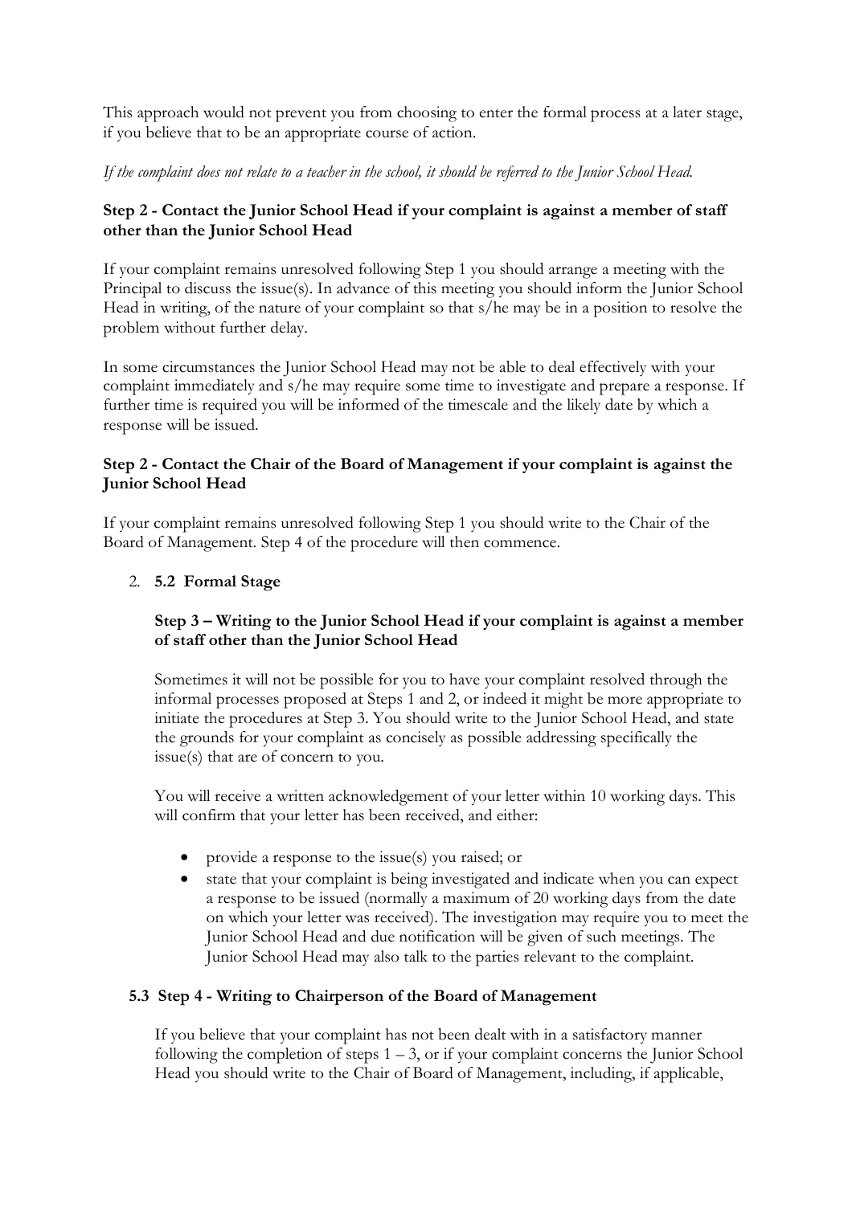This approach would not prevent you from choosing to enter the formal process at a later stage, if you believe that to be an appropriate course of action.

*If the complaint does not relate to a teacher in the school, it should be referred to the Junior School Head.*

**Step 2 - Contact the Junior School Head if your complaint is against a member of staff other than the Junior School Head**

If your complaint remains unresolved following Step 1 you should arrange a meeting with the Principal to discuss the issue(s). In advance of this meeting you should inform the Junior School Head in writing, of the nature of your complaint so that s/he may be in a position to resolve the problem without further delay.

In some circumstances the Junior School Head may not be able to deal effectively with your complaint immediately and s/he may require some time to investigate and prepare a response. If further time is required you will be informed of the timescale and the likely date by which a response will be issued.

**Step 2 - Contact the Chair of the Board of Management if your complaint is against the Junior School Head**

If your complaint remains unresolved following Step 1 you should write to the Chair of the Board of Management. Step 4 of the procedure will then commence.

2. **5.2 Formal Stage**

   **Step 3 – Writing to the Junior School Head if your complaint is against a member of staff other than the Junior School Head**

   Sometimes it will not be possible for you to have your complaint resolved through the informal processes proposed at Steps 1 and 2, or indeed it might be more appropriate to initiate the procedures at Step 3. You should write to the Junior School Head, and state the grounds for your complaint as concisely as possible addressing specifically the issue(s) that are of concern to you.

   You will receive a written acknowledgement of your letter within 10 working days. This will confirm that your letter has been received, and either:

   - provide a response to the issue(s) you raised; or
   - state that your complaint is being investigated and indicate when you can expect a response to be issued (normally a maximum of 20 working days from the date on which your letter was received). The investigation may require you to meet the Junior School Head and due notification will be given of such meetings. The Junior School Head may also talk to the parties relevant to the complaint.

**5.3 Step 4 - Writing to Chairperson of the Board of Management**

If you believe that your complaint has not been dealt with in a satisfactory manner following the completion of steps 1 – 3, or if your complaint concerns the Junior School Head you should write to the Chair of Board of Management, including, if applicable,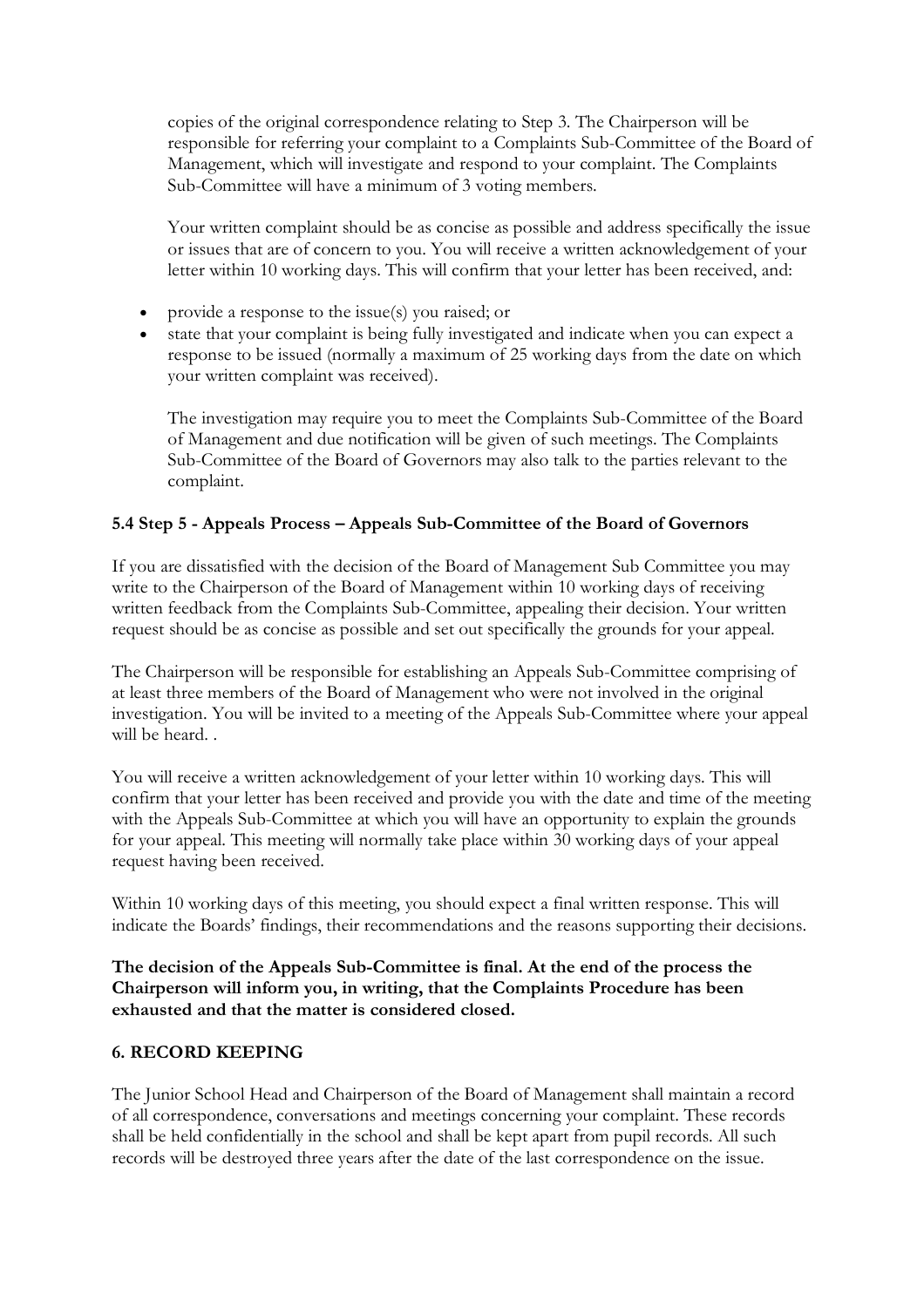copies of the original correspondence relating to Step 3. The Chairperson will be responsible for referring your complaint to a Complaints Sub-Committee of the Board of Management, which will investigate and respond to your complaint. The Complaints Sub-Committee will have a minimum of 3 voting members.

Your written complaint should be as concise as possible and address specifically the issue or issues that are of concern to you. You will receive a written acknowledgement of your letter within 10 working days. This will confirm that your letter has been received, and:

- provide a response to the issue(s) you raised; or
- state that your complaint is being fully investigated and indicate when you can expect a response to be issued (normally a maximum of 25 working days from the date on which your written complaint was received).

The investigation may require you to meet the Complaints Sub-Committee of the Board of Management and due notification will be given of such meetings. The Complaints Sub-Committee of the Board of Governors may also talk to the parties relevant to the complaint.

### 5.4 Step 5 - Appeals Process – Appeals Sub-Committee of the Board of Governors

If you are dissatisfied with the decision of the Board of Management Sub Committee you may write to the Chairperson of the Board of Management within 10 working days of receiving written feedback from the Complaints Sub-Committee, appealing their decision. Your written request should be as concise as possible and set out specifically the grounds for your appeal.

The Chairperson will be responsible for establishing an Appeals Sub-Committee comprising of at least three members of the Board of Management who were not involved in the original investigation. You will be invited to a meeting of the Appeals Sub-Committee where your appeal will be heard. .

You will receive a written acknowledgement of your letter within 10 working days. This will confirm that your letter has been received and provide you with the date and time of the meeting with the Appeals Sub-Committee at which you will have an opportunity to explain the grounds for your appeal. This meeting will normally take place within 30 working days of your appeal request having been received.

Within 10 working days of this meeting, you should expect a final written response. This will indicate the Boards' findings, their recommendations and the reasons supporting their decisions.

**The decision of the Appeals Sub-Committee is final. At the end of the process the Chairperson will inform you, in writing, that the Complaints Procedure has been exhausted and that the matter is considered closed.**

## 6. RECORD KEEPING

The Junior School Head and Chairperson of the Board of Management shall maintain a record of all correspondence, conversations and meetings concerning your complaint. These records shall be held confidentially in the school and shall be kept apart from pupil records. All such records will be destroyed three years after the date of the last correspondence on the issue.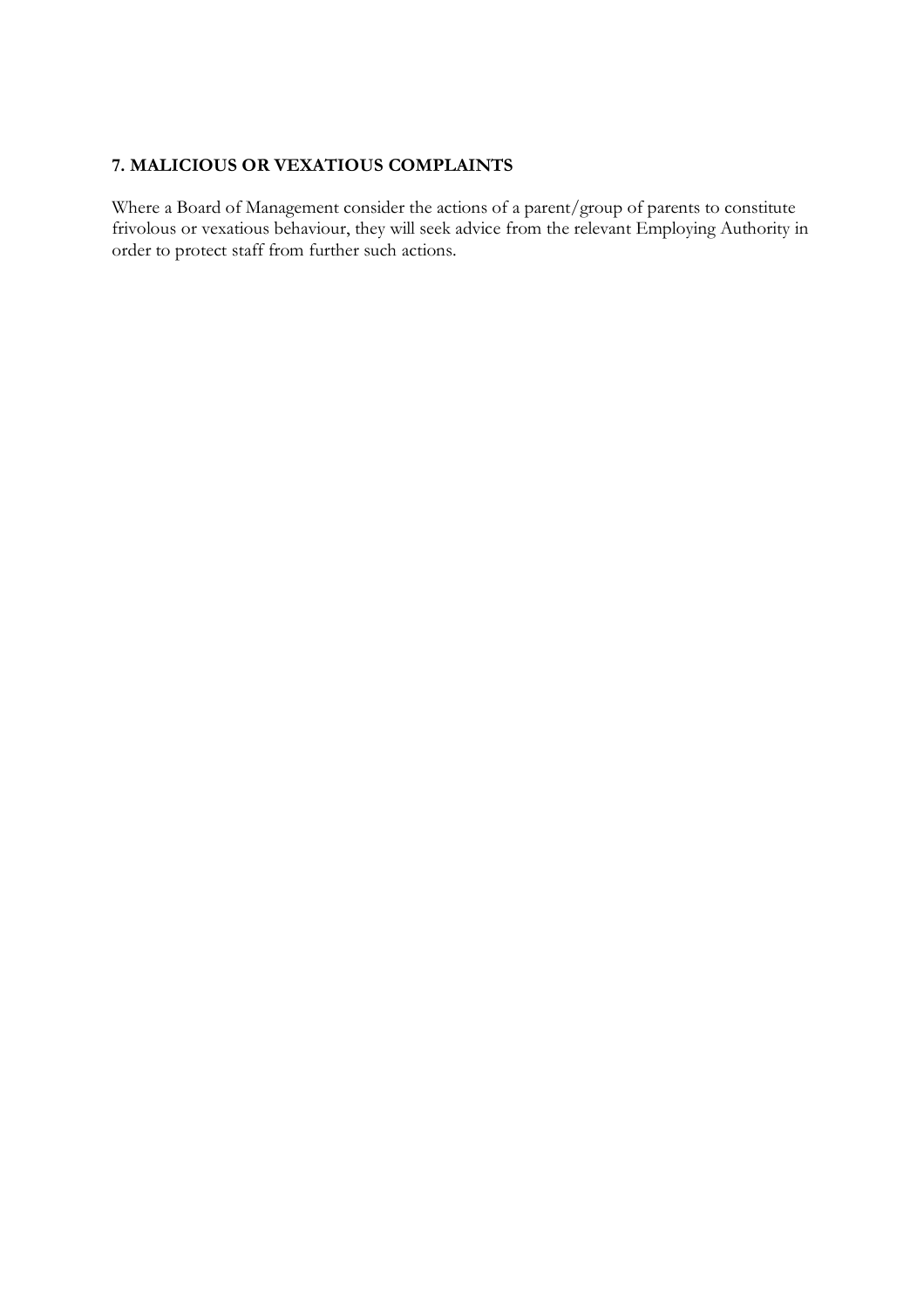## 7. MALICIOUS OR VEXATIOUS COMPLAINTS

Where a Board of Management consider the actions of a parent/group of parents to constitute frivolous or vexatious behaviour, they will seek advice from the relevant Employing Authority in order to protect staff from further such actions.